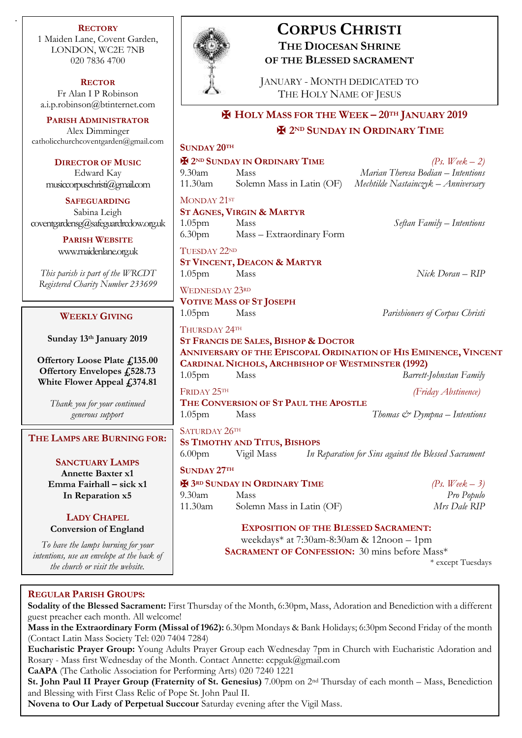# CORPUS CHRISTI

## THE DIOCESAN SHRINE OF THE BLESSED SACRAMENT

JANUARY - MONTH DEDICATED TO THE HOLY NAME OF JESUS

**RECTORY**
1 Maiden Lane, Covent Garden,
LONDON, WC2E 7NB
020 7836 4700

**RECTOR**
Fr Alan I P Robinson
a.i.p.robinson@btinternet.com

**PARISH ADMINISTRATOR**
Alex Dimminger
catholicchurchcoventgarden@gmail.com

**DIRECTOR OF MUSIC**
Edward Kay
musiccorpuschristi@gmail.com

**SAFEGUARDING**
Sabina Leigh
coventgardensg@safeguardrcdow.org.uk

**PARISH WEBSITE**
www.maidenlane.org.uk

*This parish is part of the WRCDT Registered Charity Number 233699*

## ✠ HOLY MASS FOR THE WEEK – 20TH JANUARY 2019

## ✠ 2ND SUNDAY IN ORDINARY TIME

**SUNDAY 20TH**

**✠ 2ND SUNDAY IN ORDINARY TIME** *(Ps. Week – 2)*

| | | |
|---|---|---|
| 9.30am | Mass | *Marian Theresa Bodian – Intentions* |
| 11.30am | Solemn Mass in Latin (OF) | *Mechtilde Nastainczyk – Anniversary* |

MONDAY 21ST

**ST AGNES, VIRGIN & MARTYR**

| | | |
|---|---|---|
| 1.05pm | Mass | *Seftan Family – Intentions* |
| 6.30pm | Mass – Extraordinary Form | |

TUESDAY 22ND

**ST VINCENT, DEACON & MARTYR**

| | | |
|---|---|---|
| 1.05pm | Mass | *Nick Doran – RIP* |

WEDNESDAY 23RD

**VOTIVE MASS OF ST JOSEPH**

| | | |
|---|---|---|
| 1.05pm | Mass | *Parishioners of Corpus Christi* |

THURSDAY 24TH

**ST FRANCIS DE SALES, BISHOP & DOCTOR**

**ANNIVERSARY OF THE EPISCOPAL ORDINATION OF HIS EMINENCE, VINCENT CARDINAL NICHOLS, ARCHBISHOP OF WESTMINSTER (1992)**

| | | |
|---|---|---|
| 1.05pm | Mass | *Barrett-Johnstan Family* |

FRIDAY 25TH *(Friday Abstinence)*

**THE CONVERSION OF ST PAUL THE APOSTLE**

| | | |
|---|---|---|
| 1.05pm | Mass | *Thomas & Dympna – Intentions* |

SATURDAY 26TH

**SS TIMOTHY AND TITUS, BISHOPS**

| | | |
|---|---|---|
| 6.00pm | Vigil Mass | *In Reparation for Sins against the Blessed Sacrament* |

**SUNDAY 27TH**

**✠ 3RD SUNDAY IN ORDINARY TIME** *(Ps. Week – 3)*

| | | |
|---|---|---|
| 9.30am | Mass | *Pro Populo* |
| 11.30am | Solemn Mass in Latin (OF) | *Mrs Dale RIP* |

**EXPOSITION OF THE BLESSED SACRAMENT:**
weekdays* at 7:30am-8:30am & 12noon – 1pm

**SACRAMENT OF CONFESSION:** 30 mins before Mass*

\* except Tuesdays

## WEEKLY GIVING

**Sunday 13th January 2019**

**Offertory Loose Plate £135.00**
**Offertory Envelopes £528.73**
**White Flower Appeal £374.81**

*Thank you for your continued generous support*

## THE LAMPS ARE BURNING FOR:

**SANCTUARY LAMPS**
**Annette Baxter x1**
**Emma Fairhall – sick x1**
**In Reparation x5**

**LADY CHAPEL**
**Conversion of England**

*To have the lamps burning for your intentions, use an envelope at the back of the church or visit the website.*

## REGULAR PARISH GROUPS:

**Sodality of the Blessed Sacrament:** First Thursday of the Month, 6:30pm, Mass, Adoration and Benediction with a different guest preacher each month. All welcome!

**Mass in the Extraordinary Form (Missal of 1962):** 6.30pm Mondays & Bank Holidays; 6:30pm Second Friday of the month (Contact Latin Mass Society Tel: 020 7404 7284)

**Eucharistic Prayer Group:** Young Adults Prayer Group each Wednesday 7pm in Church with Eucharistic Adoration and Rosary - Mass first Wednesday of the Month. Contact Annette: ccpguk@gmail.com

**CaAPA** (The Catholic Association for Performing Arts) 020 7240 1221

**St. John Paul II Prayer Group (Fraternity of St. Genesius)** 7.00pm on 2nd Thursday of each month – Mass, Benediction and Blessing with First Class Relic of Pope St. John Paul II.

**Novena to Our Lady of Perpetual Succour** Saturday evening after the Vigil Mass.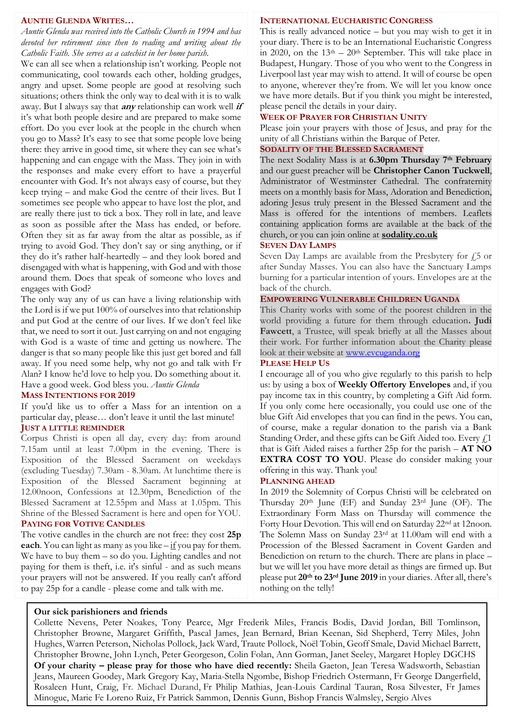## Auntie Glenda Writes…

*Auntie Glenda was received into the Catholic Church in 1994 and has devoted her retirement since then to reading and writing about the Catholic Faith. She serves as a catechist in her home parish.*

We can all see when a relationship isn't working. People not communicating, cool towards each other, holding grudges, angry and upset. Some people are good at resolving such situations; others think the only way to deal with it is to walk away. But I always say that ***any*** relationship can work well ***if*** it's what both people desire and are prepared to make some effort. Do you ever look at the people in the church when you go to Mass? It's easy to see that some people love being there: they arrive in good time, sit where they can see what's happening and can engage with the Mass. They join in with the responses and make every effort to have a prayerful encounter with God. It's not always easy of course, but they keep trying – and make God the centre of their lives. But I sometimes see people who appear to have lost the plot, and are really there just to tick a box. They roll in late, and leave as soon as possible after the Mass has ended, or before. Often they sit as far away from the altar as possible, as if trying to avoid God. They don't say or sing anything, or if they do it's rather half-heartedly – and they look bored and disengaged with what is happening, with God and with those around them. Does that speak of someone who loves and engages with God?

The only way any of us can have a living relationship with the Lord is if we put 100% of ourselves into that relationship and put God at the centre of our lives. If we don't feel like that, we need to sort it out. Just carrying on and not engaging with God is a waste of time and getting us nowhere. The danger is that so many people like this just get bored and fall away. If you need some help, why not go and talk with Fr Alan? I know he'd love to help you. Do something about it. Have a good week. God bless you. *Auntie Glenda*

## Mass Intentions for 2019

If you'd like us to offer a Mass for an intention on a particular day, please… don't leave it until the last minute!

## Just a little reminder

Corpus Christi is open all day, every day: from around 7.15am until at least 7.00pm in the evening. There is Exposition of the Blessed Sacrament on weekdays (excluding Tuesday) 7.30am - 8.30am. At lunchtime there is Exposition of the Blessed Sacrament beginning at 12.00noon, Confessions at 12.30pm, Benediction of the Blessed Sacrament at 12.55pm and Mass at 1.05pm. This Shrine of the Blessed Sacrament is here and open for YOU.

## Paying for Votive Candles

The votive candles in the church are not free: they cost **25p each**. You can light as many as you like – if you pay for them. We have to buy them – so do you. Lighting candles and not paying for them is theft, i.e. it's sinful - and as such means your prayers will not be answered. If you really can't afford to pay 25p for a candle - please come and talk with me.

## International Eucharistic Congress

This is really advanced notice – but you may wish to get it in your diary. There is to be an International Eucharistic Congress in 2020, on the 13th – 20th September. This will take place in Budapest, Hungary. Those of you who went to the Congress in Liverpool last year may wish to attend. It will of course be open to anyone, wherever they're from. We will let you know once we have more details. But if you think you might be interested, please pencil the details in your dairy.

## Week of Prayer for Christian Unity

Please join your prayers with those of Jesus, and pray for the unity of all Christians within the Barque of Peter.

## Sodality of the Blessed Sacrament

The next Sodality Mass is at **6.30pm Thursday 7th February** and our guest preacher will be **Christopher Canon Tuckwell**, Administrator of Westminster Cathedral. The confraternity meets on a monthly basis for Mass, Adoration and Benediction, adoring Jesus truly present in the Blessed Sacrament and the Mass is offered for the intentions of members. Leaflets containing application forms are available at the back of the church, or you can join online at **sodality.co.uk**

## Seven Day Lamps

Seven Day Lamps are available from the Presbytery for £5 or after Sunday Masses. You can also have the Sanctuary Lamps burning for a particular intention of yours. Envelopes are at the back of the church.

## Empowering Vulnerable Children Uganda

This Charity works with some of the poorest children in the world providing a future for them through education**. Judi Fawcett**, a Trustee, will speak briefly at all the Masses about their work. For further information about the Charity please look at their website at www.evcuganda.org

## Please Help Us

I encourage all of you who give regularly to this parish to help us: by using a box of **Weekly Offertory Envelopes** and, if you pay income tax in this country, by completing a Gift Aid form. If you only come here occasionally, you could use one of the blue Gift Aid envelopes that you can find in the pews. You can, of course, make a regular donation to the parish via a Bank Standing Order, and these gifts can be Gift Aided too. Every £1 that is Gift Aided raises a further 25p for the parish – **AT NO EXTRA COST TO YOU**. Please do consider making your offering in this way. Thank you!

## Planning ahead

In 2019 the Solemnity of Corpus Christi will be celebrated on Thursday 20th June (EF) and Sunday 23rd June (OF). The Extraordinary Form Mass on Thursday will commence the Forty Hour Devotion. This will end on Saturday 22nd at 12noon. The Solemn Mass on Sunday 23rd at 11.00am will end with a Procession of the Blessed Sacrament in Covent Garden and Benediction on return to the church. There are plans in place – but we will let you have more detail as things are firmed up. But please put **20th to 23rd June 2019** in your diaries. After all, there's nothing on the telly!

---

**Our sick parishioners and friends**

Collette Nevens, Peter Noakes, Tony Pearce, Mgr Frederik Miles, Francis Bodis, David Jordan, Bill Tomlinson, Christopher Browne, Margaret Griffith, Pascal James, Jean Bernard, Brian Keenan, Sid Shepherd, Terry Miles, John Hughes, Warren Peterson, Nicholas Pollock, Jack Ward, Traute Pollock, Noël Tobin, Geoff Smale, David Michael Barrett, Christopher Browne, John Lynch, Peter Georgeson, Colin Folan, Ann Gorman, Janet Seeley, Margaret Hopley DGCHS

**Of your charity – please pray for those who have died recently:** Sheila Gaeton, Jean Teresa Wadsworth, Sebastian Jeans, Maureen Goodey, Mark Gregory Kay, Maria-Stella Ngombe, Bishop Friedrich Ostermann, Fr George Dangerfield, Rosaleen Hunt, Craig, Fr. Michael Durand, Fr Philip Mathias, Jean-Louis Cardinal Tauran, Rosa Silvester, Fr James Minogue, Marie Fe Loreno Ruiz, Fr Patrick Sammon, Dennis Gunn, Bishop Francis Walmsley, Sergio Alves